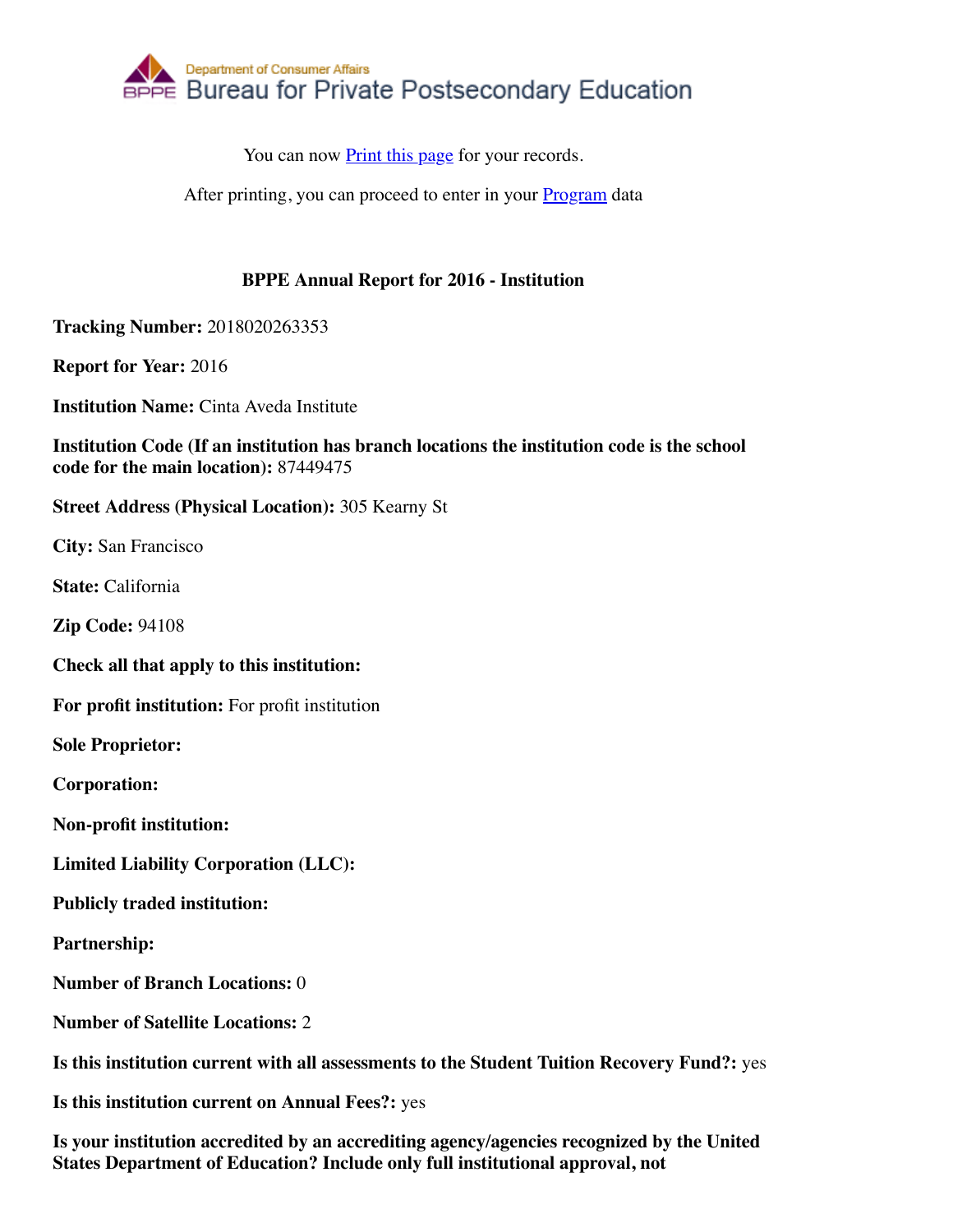Department of Consumer Affairs
BPPE Bureau for Private Postsecondary Education

You can now Print this page for your records.

After printing, you can proceed to enter in your Program data

**BPPE Annual Report for 2016 - Institution**

**Tracking Number:** 2018020263353

**Report for Year:** 2016

**Institution Name:** Cinta Aveda Institute

**Institution Code (If an institution has branch locations the institution code is the school code for the main location):** 87449475

**Street Address (Physical Location):** 305 Kearny St

**City:** San Francisco

**State:** California

**Zip Code:** 94108

**Check all that apply to this institution:**

**For profit institution:** For profit institution

**Sole Proprietor:**

**Corporation:**

**Non-profit institution:**

**Limited Liability Corporation (LLC):**

**Publicly traded institution:**

**Partnership:**

**Number of Branch Locations:** 0

**Number of Satellite Locations:** 2

**Is this institution current with all assessments to the Student Tuition Recovery Fund?:** yes

**Is this institution current on Annual Fees?:** yes

**Is your institution accredited by an accrediting agency/agencies recognized by the United States Department of Education? Include only full institutional approval, not**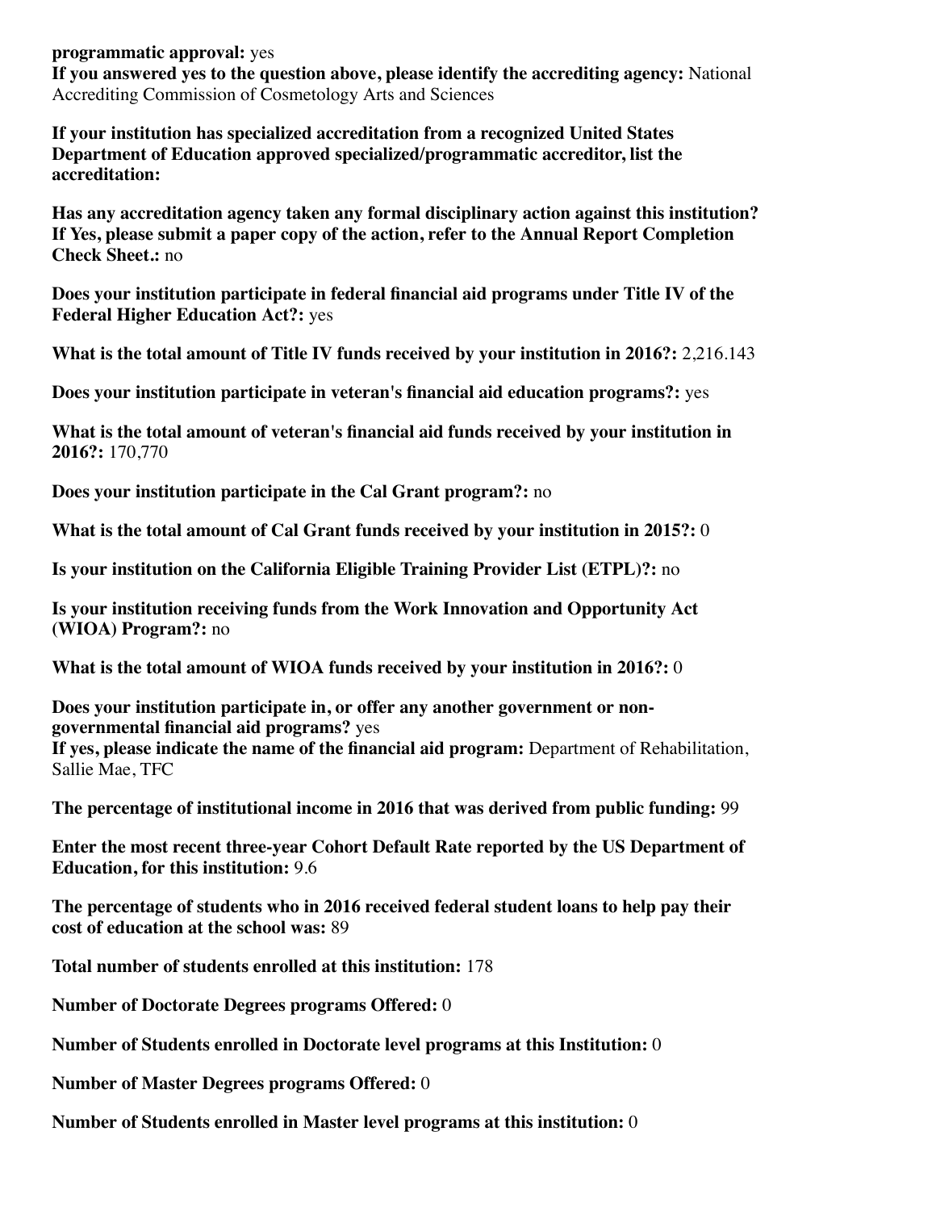**programmatic approval:** yes
**If you answered yes to the question above, please identify the accrediting agency:** National Accrediting Commission of Cosmetology Arts and Sciences

**If your institution has specialized accreditation from a recognized United States Department of Education approved specialized/programmatic accreditor, list the accreditation:**

**Has any accreditation agency taken any formal disciplinary action against this institution? If Yes, please submit a paper copy of the action, refer to the Annual Report Completion Check Sheet.:** no

**Does your institution participate in federal financial aid programs under Title IV of the Federal Higher Education Act?:** yes

**What is the total amount of Title IV funds received by your institution in 2016?:** 2,216.143

**Does your institution participate in veteran's financial aid education programs?:** yes

**What is the total amount of veteran's financial aid funds received by your institution in 2016?:** 170,770

**Does your institution participate in the Cal Grant program?:** no

**What is the total amount of Cal Grant funds received by your institution in 2015?:** 0

**Is your institution on the California Eligible Training Provider List (ETPL)?:** no

**Is your institution receiving funds from the Work Innovation and Opportunity Act (WIOA) Program?:** no

**What is the total amount of WIOA funds received by your institution in 2016?:** 0

**Does your institution participate in, or offer any another government or non-governmental financial aid programs?** yes
**If yes, please indicate the name of the financial aid program:** Department of Rehabilitation, Sallie Mae, TFC

**The percentage of institutional income in 2016 that was derived from public funding:** 99

**Enter the most recent three-year Cohort Default Rate reported by the US Department of Education, for this institution:** 9.6

**The percentage of students who in 2016 received federal student loans to help pay their cost of education at the school was:** 89

**Total number of students enrolled at this institution:** 178

**Number of Doctorate Degrees programs Offered:** 0

**Number of Students enrolled in Doctorate level programs at this Institution:** 0

**Number of Master Degrees programs Offered:** 0

**Number of Students enrolled in Master level programs at this institution:** 0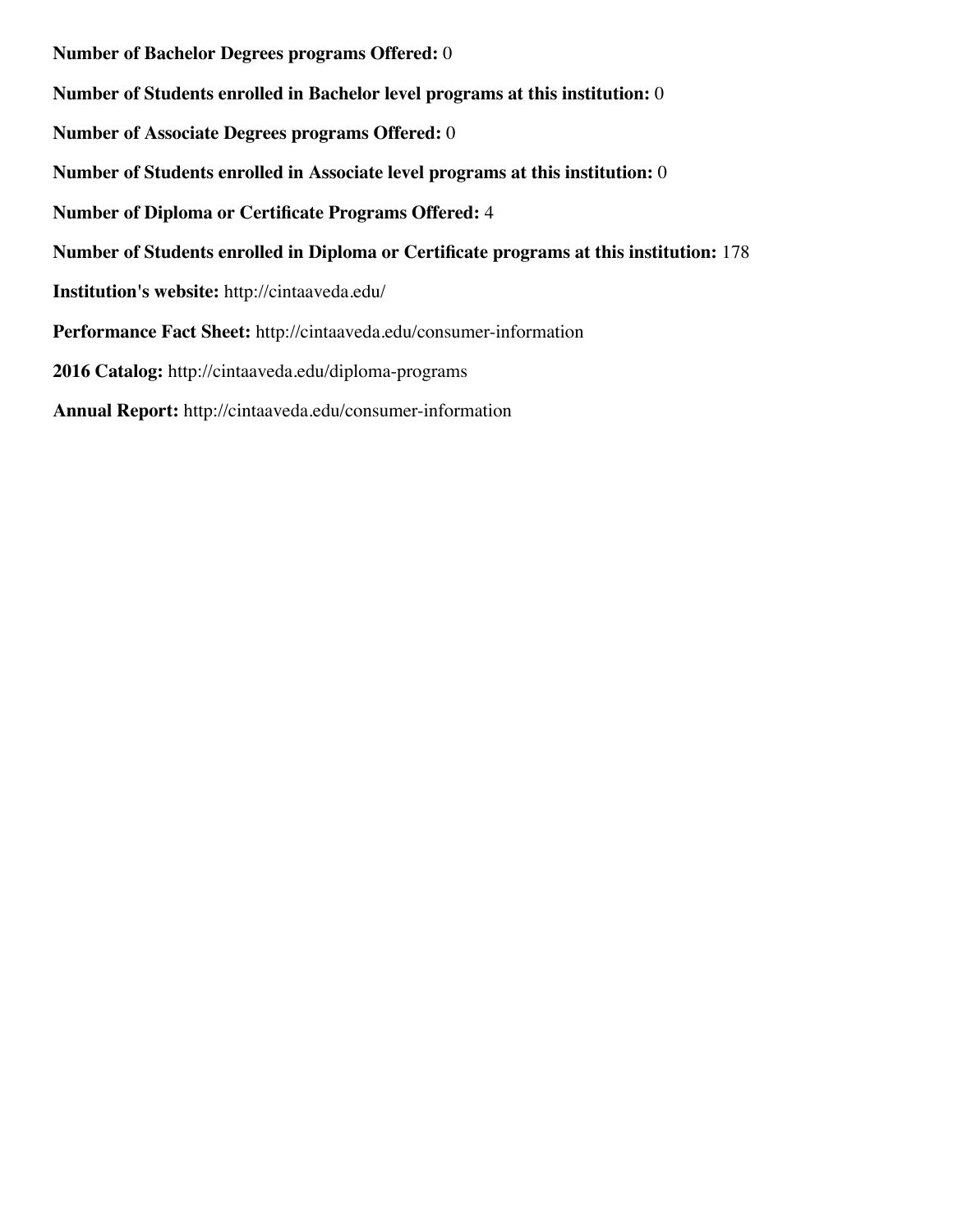**Number of Bachelor Degrees programs Offered:** 0

**Number of Students enrolled in Bachelor level programs at this institution:** 0

**Number of Associate Degrees programs Offered:** 0

**Number of Students enrolled in Associate level programs at this institution:** 0

**Number of Diploma or Certificate Programs Offered:** 4

**Number of Students enrolled in Diploma or Certificate programs at this institution:** 178

**Institution's website:** http://cintaaveda.edu/

**Performance Fact Sheet:** http://cintaaveda.edu/consumer-information

**2016 Catalog:** http://cintaaveda.edu/diploma-programs

**Annual Report:** http://cintaaveda.edu/consumer-information